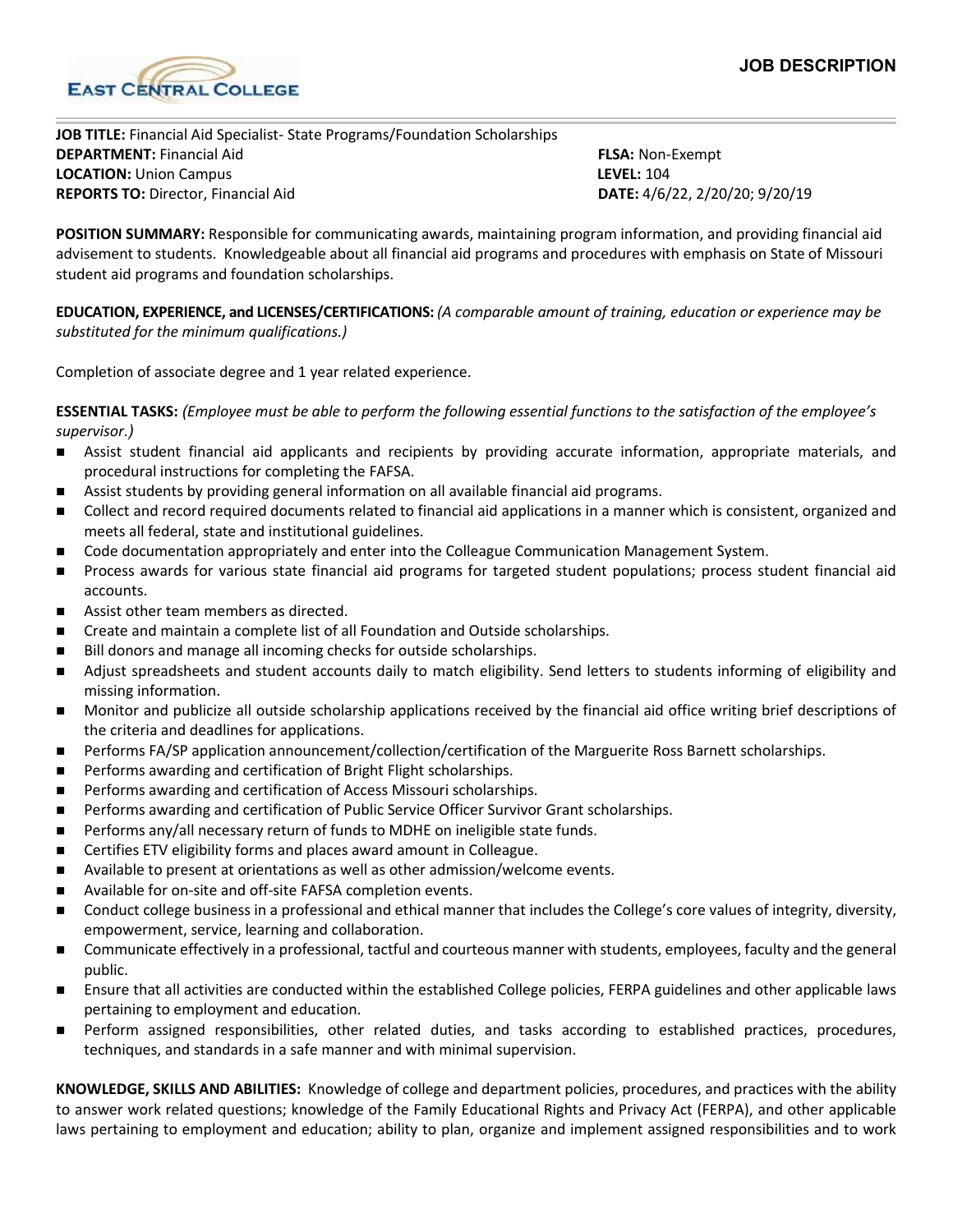EAST CENTRAL COLLEGE

# JOB DESCRIPTION

**JOB TITLE:** Financial Aid Specialist- State Programs/Foundation Scholarships
**DEPARTMENT:** Financial Aid
**LOCATION:** Union Campus
**REPORTS TO:** Director, Financial Aid

**FLSA:** Non-Exempt
**LEVEL:** 104
**DATE:** 4/6/22, 2/20/20; 9/20/19

**POSITION SUMMARY:** Responsible for communicating awards, maintaining program information, and providing financial aid advisement to students. Knowledgeable about all financial aid programs and procedures with emphasis on State of Missouri student aid programs and foundation scholarships.

**EDUCATION, EXPERIENCE, and LICENSES/CERTIFICATIONS:** *(A comparable amount of training, education or experience may be substituted for the minimum qualifications.)*

Completion of associate degree and 1 year related experience.

**ESSENTIAL TASKS:** *(Employee must be able to perform the following essential functions to the satisfaction of the employee's supervisor.)*

- Assist student financial aid applicants and recipients by providing accurate information, appropriate materials, and procedural instructions for completing the FAFSA.
- Assist students by providing general information on all available financial aid programs.
- Collect and record required documents related to financial aid applications in a manner which is consistent, organized and meets all federal, state and institutional guidelines.
- Code documentation appropriately and enter into the Colleague Communication Management System.
- Process awards for various state financial aid programs for targeted student populations; process student financial aid accounts.
- Assist other team members as directed.
- Create and maintain a complete list of all Foundation and Outside scholarships.
- Bill donors and manage all incoming checks for outside scholarships.
- Adjust spreadsheets and student accounts daily to match eligibility. Send letters to students informing of eligibility and missing information.
- Monitor and publicize all outside scholarship applications received by the financial aid office writing brief descriptions of the criteria and deadlines for applications.
- Performs FA/SP application announcement/collection/certification of the Marguerite Ross Barnett scholarships.
- Performs awarding and certification of Bright Flight scholarships.
- Performs awarding and certification of Access Missouri scholarships.
- Performs awarding and certification of Public Service Officer Survivor Grant scholarships.
- Performs any/all necessary return of funds to MDHE on ineligible state funds.
- Certifies ETV eligibility forms and places award amount in Colleague.
- Available to present at orientations as well as other admission/welcome events.
- Available for on-site and off-site FAFSA completion events.
- Conduct college business in a professional and ethical manner that includes the College's core values of integrity, diversity, empowerment, service, learning and collaboration.
- Communicate effectively in a professional, tactful and courteous manner with students, employees, faculty and the general public.
- Ensure that all activities are conducted within the established College policies, FERPA guidelines and other applicable laws pertaining to employment and education.
- Perform assigned responsibilities, other related duties, and tasks according to established practices, procedures, techniques, and standards in a safe manner and with minimal supervision.

**KNOWLEDGE, SKILLS AND ABILITIES:** Knowledge of college and department policies, procedures, and practices with the ability to answer work related questions; knowledge of the Family Educational Rights and Privacy Act (FERPA), and other applicable laws pertaining to employment and education; ability to plan, organize and implement assigned responsibilities and to work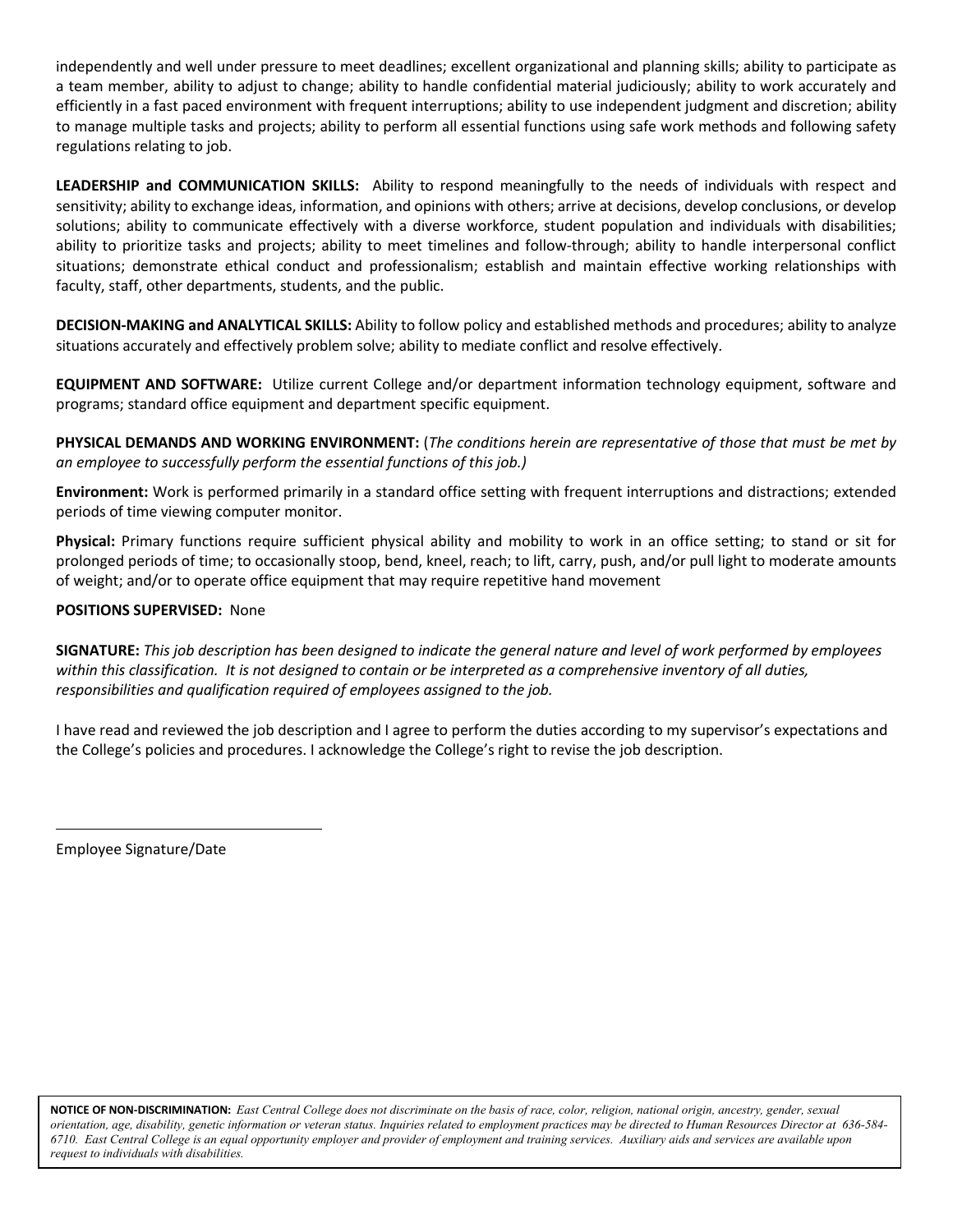independently and well under pressure to meet deadlines; excellent organizational and planning skills; ability to participate as a team member, ability to adjust to change; ability to handle confidential material judiciously; ability to work accurately and efficiently in a fast paced environment with frequent interruptions; ability to use independent judgment and discretion; ability to manage multiple tasks and projects; ability to perform all essential functions using safe work methods and following safety regulations relating to job.

**LEADERSHIP and COMMUNICATION SKILLS:** Ability to respond meaningfully to the needs of individuals with respect and sensitivity; ability to exchange ideas, information, and opinions with others; arrive at decisions, develop conclusions, or develop solutions; ability to communicate effectively with a diverse workforce, student population and individuals with disabilities; ability to prioritize tasks and projects; ability to meet timelines and follow-through; ability to handle interpersonal conflict situations; demonstrate ethical conduct and professionalism; establish and maintain effective working relationships with faculty, staff, other departments, students, and the public.

**DECISION-MAKING and ANALYTICAL SKILLS:** Ability to follow policy and established methods and procedures; ability to analyze situations accurately and effectively problem solve; ability to mediate conflict and resolve effectively.

**EQUIPMENT AND SOFTWARE:** Utilize current College and/or department information technology equipment, software and programs; standard office equipment and department specific equipment.

**PHYSICAL DEMANDS AND WORKING ENVIRONMENT:** (*The conditions herein are representative of those that must be met by an employee to successfully perform the essential functions of this job.)*

**Environment:** Work is performed primarily in a standard office setting with frequent interruptions and distractions; extended periods of time viewing computer monitor.

**Physical:** Primary functions require sufficient physical ability and mobility to work in an office setting; to stand or sit for prolonged periods of time; to occasionally stoop, bend, kneel, reach; to lift, carry, push, and/or pull light to moderate amounts of weight; and/or to operate office equipment that may require repetitive hand movement

**POSITIONS SUPERVISED:** None

**SIGNATURE:** *This job description has been designed to indicate the general nature and level of work performed by employees within this classification. It is not designed to contain or be interpreted as a comprehensive inventory of all duties, responsibilities and qualification required of employees assigned to the job.*

I have read and reviewed the job description and I agree to perform the duties according to my supervisor's expectations and the College's policies and procedures. I acknowledge the College's right to revise the job description.

\_\_\_\_\_\_\_\_\_\_\_\_\_\_\_\_\_\_\_\_\_\_\_\_\_\_\_\_\_\_\_\_

Employee Signature/Date

**NOTICE OF NON-DISCRIMINATION:** *East Central College does not discriminate on the basis of race, color, religion, national origin, ancestry, gender, sexual orientation, age, disability, genetic information or veteran status. Inquiries related to employment practices may be directed to Human Resources Director at 636-584-6710. East Central College is an equal opportunity employer and provider of employment and training services. Auxiliary aids and services are available upon request to individuals with disabilities.*